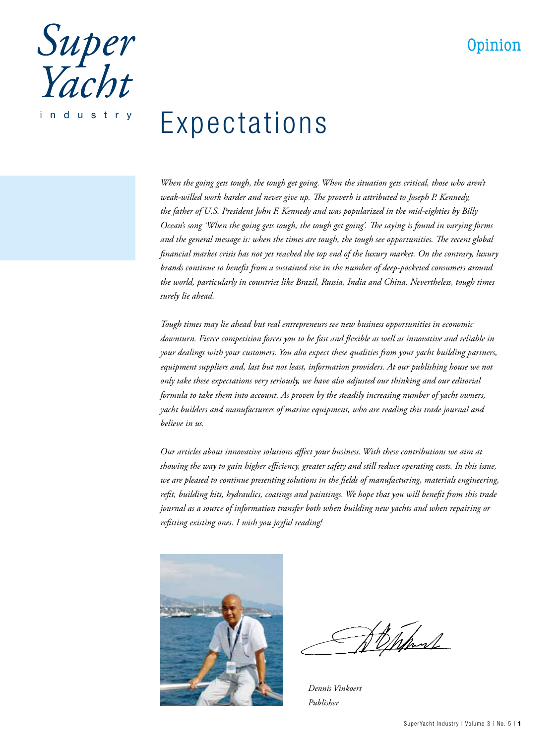Opinion

# Expectations

*When the going gets tough, the tough get going. When the situation gets critical, those who aren't weak-willed work harder and never give up. The proverb is attributed to Joseph P. Kennedy, the father of U.S. President John F. Kennedy and was popularized in the mid-eighties by Billy Ocean's song 'When the going gets tough, the tough get going'. The saying is found in varying forms and the general message is: when the times are tough, the tough see opportunities. The recent global financial market crisis has not yet reached the top end of the luxury market. On the contrary, luxury brands continue to benefit from a sustained rise in the number of deep-pocketed consumers around the world, particularly in countries like Brazil, Russia, India and China. Nevertheless, tough times surely lie ahead.*

*Tough times may lie ahead but real entrepreneurs see new business opportunities in economic downturn. Fierce competition forces you to be fast and flexible as well as innovative and reliable in your dealings with your customers. You also expect these qualities from your yacht building partners, equipment suppliers and, last but not least, information providers. At our publishing house we not only take these expectations very seriously, we have also adjusted our thinking and our editorial formula to take them into account. As proven by the steadily increasing number of yacht owners, yacht builders and manufacturers of marine equipment, who are reading this trade journal and believe in us.*

*Our articles about innovative solutions affect your business. With these contributions we aim at showing the way to gain higher efficiency, greater safety and still reduce operating costs. In this issue, we are pleased to continue presenting solutions in the fields of manufacturing, materials engineering, refit, building kits, hydraulics, coatings and paintings. We hope that you will benefit from this trade journal as a source of information transfer both when building new yachts and when repairing or refitting existing ones. I wish you joyful reading!*

*Dennis Vinkoert*
*Publisher*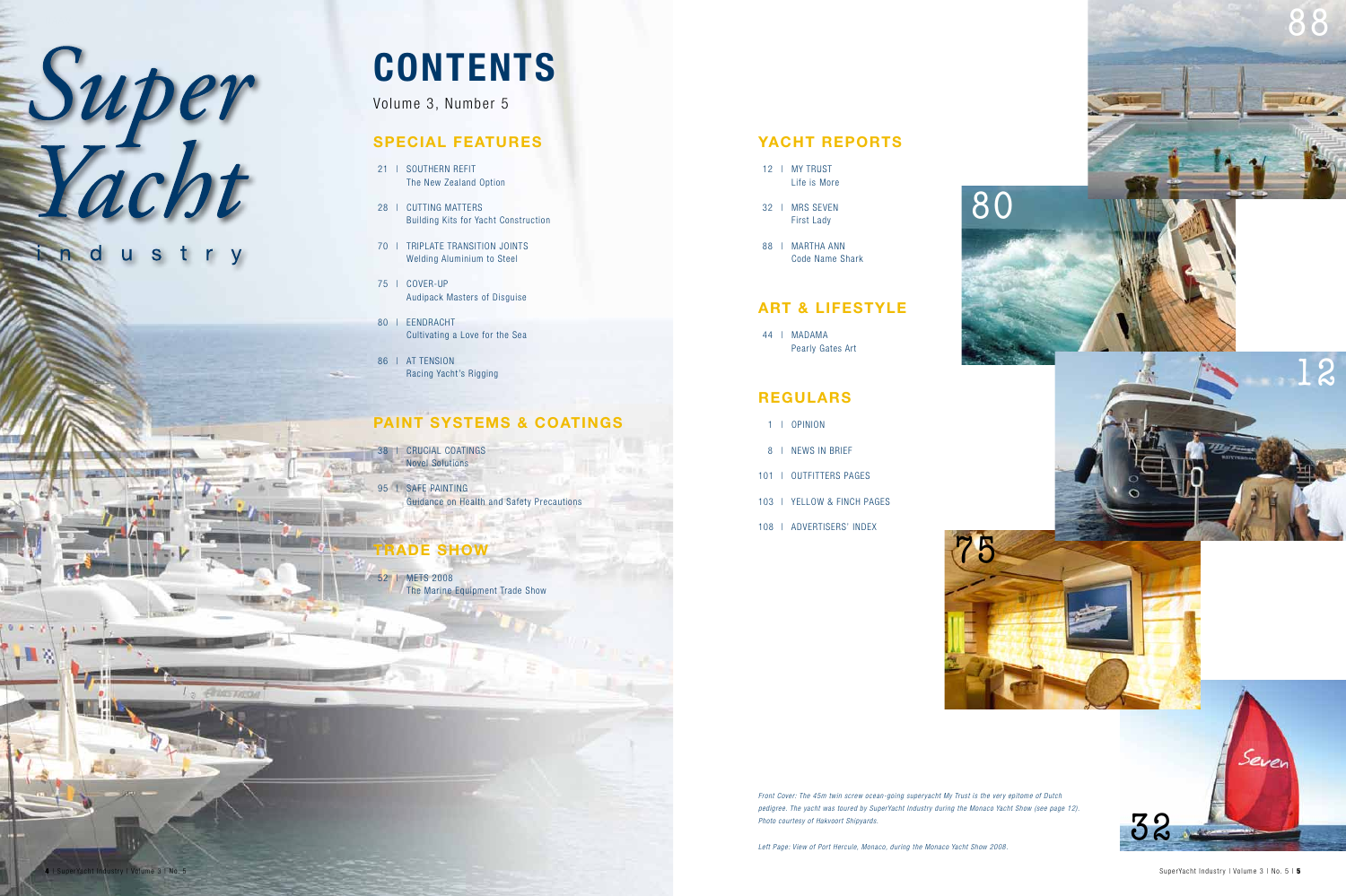# Super Yacht industry

# CONTENTS

Volume 3, Number 5

## SPECIAL FEATURES

21 | SOUTHERN REFIT
The New Zealand Option

28 | CUTTING MATTERS
Building Kits for Yacht Construction

70 | TRIPLATE TRANSITION JOINTS
Welding Aluminium to Steel

75 | COVER-UP
Audipack Masters of Disguise

80 | EENDRACHT
Cultivating a Love for the Sea

86 | AT TENSION
Racing Yacht's Rigging

## PAINT SYSTEMS & COATINGS

38 | CRUCIAL COATINGS
Novel Solutions

95 | SAFE PAINTING
Guidance on Health and Safety Precautions

## TRADE SHOW

52 | METS 2008
The Marine Equipment Trade Show

## YACHT REPORTS

12 | MY TRUST
Life is More

32 | MRS SEVEN
First Lady

88 | MARTHA ANN
Code Name Shark

## ART & LIFESTYLE

44 | MADAMA
Pearly Gates Art

## REGULARS

1 | OPINION

8 | NEWS IN BRIEF

101 | OUTFITTERS PAGES

103 | YELLOW & FINCH PAGES

108 | ADVERTISERS' INDEX

*Front Cover: The 45m twin screw ocean-going superyacht My Trust is the very epitome of Dutch pedigree. The yacht was toured by SuperYacht Industry during the Monaco Yacht Show (see page 12). Photo courtesy of Hakvoort Shipyards.*

*Left Page: View of Port Hercule, Monaco, during the Monaco Yacht Show 2008.*